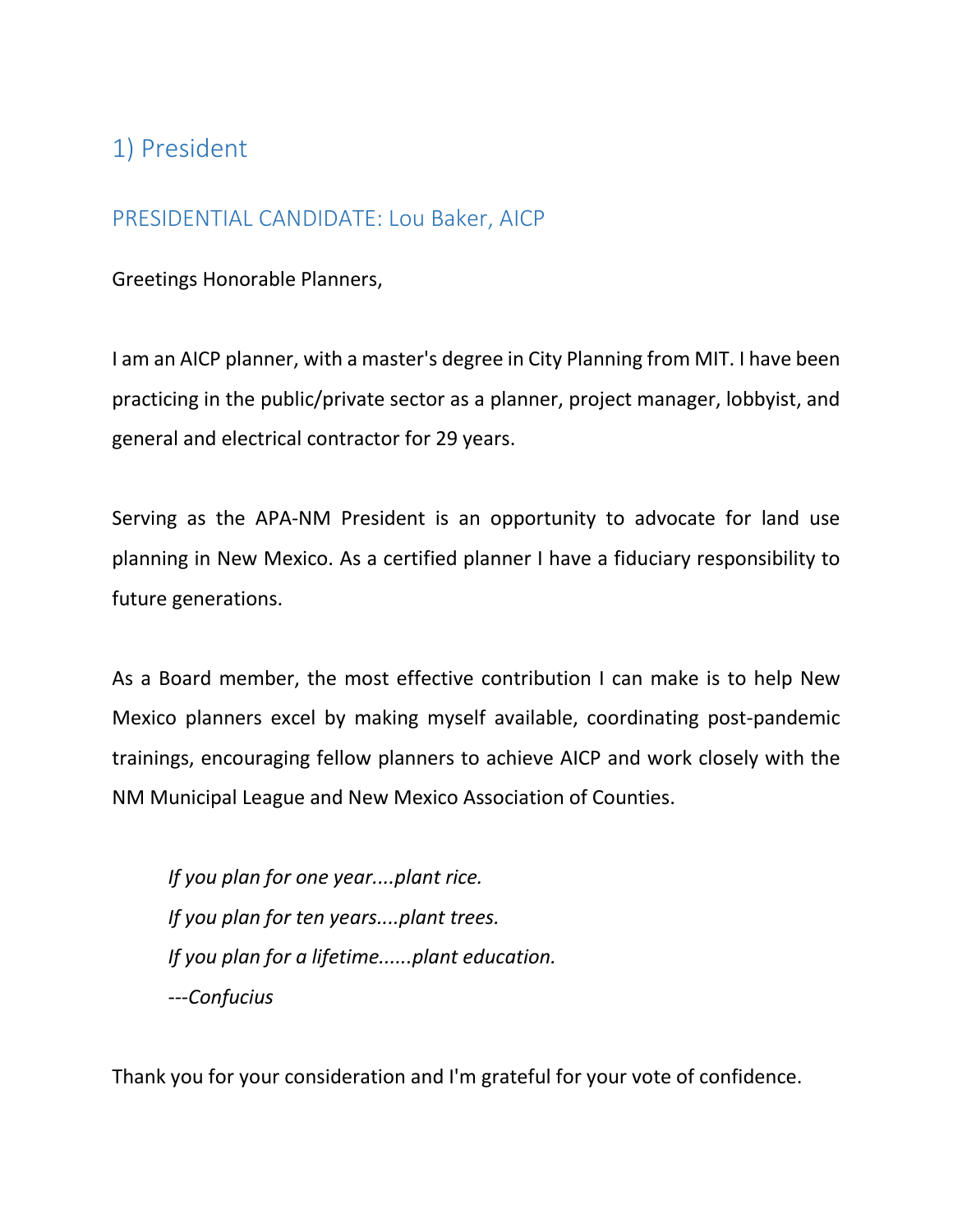## 1) President

### PRESIDENTIAL CANDIDATE: Lou Baker, AICP

Greetings Honorable Planners,

I am an AICP planner, with a master's degree in City Planning from MIT. I have been practicing in the public/private sector as a planner, project manager, lobbyist, and general and electrical contractor for 29 years.

Serving as the APA-NM President is an opportunity to advocate for land use planning in New Mexico. As a certified planner I have a fiduciary responsibility to future generations.

As a Board member, the most effective contribution I can make is to help New Mexico planners excel by making myself available, coordinating post-pandemic trainings, encouraging fellow planners to achieve AICP and work closely with the NM Municipal League and New Mexico Association of Counties.

> *If you plan for one year....plant rice.*
> *If you plan for ten years....plant trees.*
> *If you plan for a lifetime......plant education.*
> *---Confucius*

Thank you for your consideration and I'm grateful for your vote of confidence.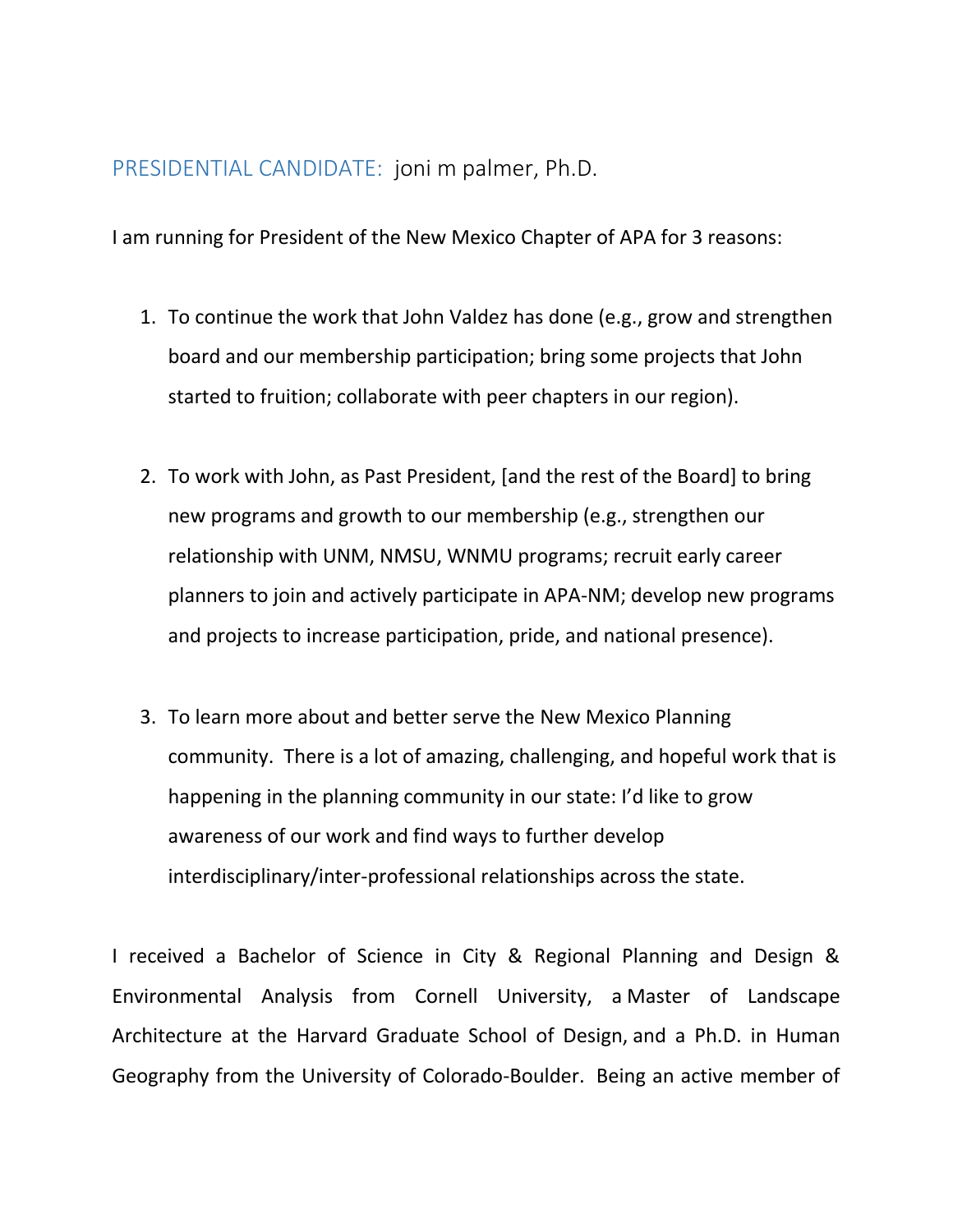## PRESIDENTIAL CANDIDATE: joni m palmer, Ph.D.

I am running for President of the New Mexico Chapter of APA for 3 reasons:

1. To continue the work that John Valdez has done (e.g., grow and strengthen board and our membership participation; bring some projects that John started to fruition; collaborate with peer chapters in our region).

2. To work with John, as Past President, [and the rest of the Board] to bring new programs and growth to our membership (e.g., strengthen our relationship with UNM, NMSU, WNMU programs; recruit early career planners to join and actively participate in APA-NM; develop new programs and projects to increase participation, pride, and national presence).

3. To learn more about and better serve the New Mexico Planning community. There is a lot of amazing, challenging, and hopeful work that is happening in the planning community in our state: I'd like to grow awareness of our work and find ways to further develop interdisciplinary/inter-professional relationships across the state.

I received a Bachelor of Science in City & Regional Planning and Design & Environmental Analysis from Cornell University, a Master of Landscape Architecture at the Harvard Graduate School of Design, and a Ph.D. in Human Geography from the University of Colorado-Boulder. Being an active member of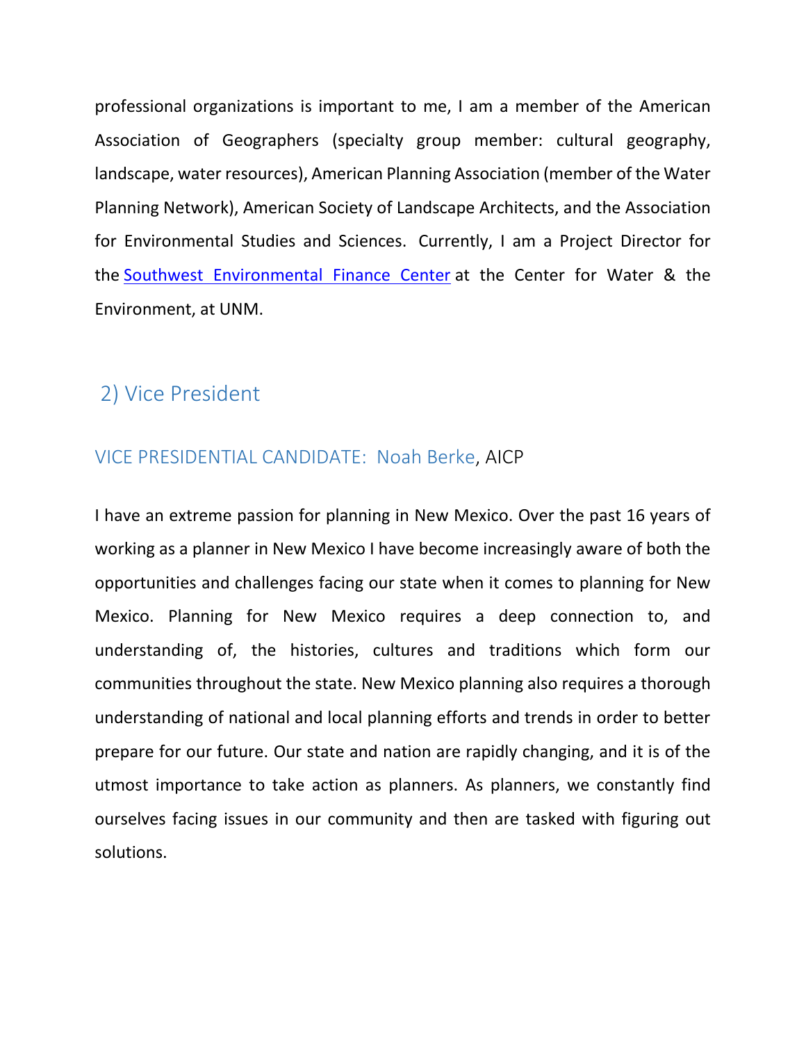professional organizations is important to me, I am a member of the American Association of Geographers (specialty group member: cultural geography, landscape, water resources), American Planning Association (member of the Water Planning Network), American Society of Landscape Architects, and the Association for Environmental Studies and Sciences. Currently, I am a Project Director for the Southwest Environmental Finance Center at the Center for Water & the Environment, at UNM.

## 2) Vice President

### VICE PRESIDENTIAL CANDIDATE: Noah Berke, AICP

I have an extreme passion for planning in New Mexico. Over the past 16 years of working as a planner in New Mexico I have become increasingly aware of both the opportunities and challenges facing our state when it comes to planning for New Mexico. Planning for New Mexico requires a deep connection to, and understanding of, the histories, cultures and traditions which form our communities throughout the state. New Mexico planning also requires a thorough understanding of national and local planning efforts and trends in order to better prepare for our future. Our state and nation are rapidly changing, and it is of the utmost importance to take action as planners. As planners, we constantly find ourselves facing issues in our community and then are tasked with figuring out solutions.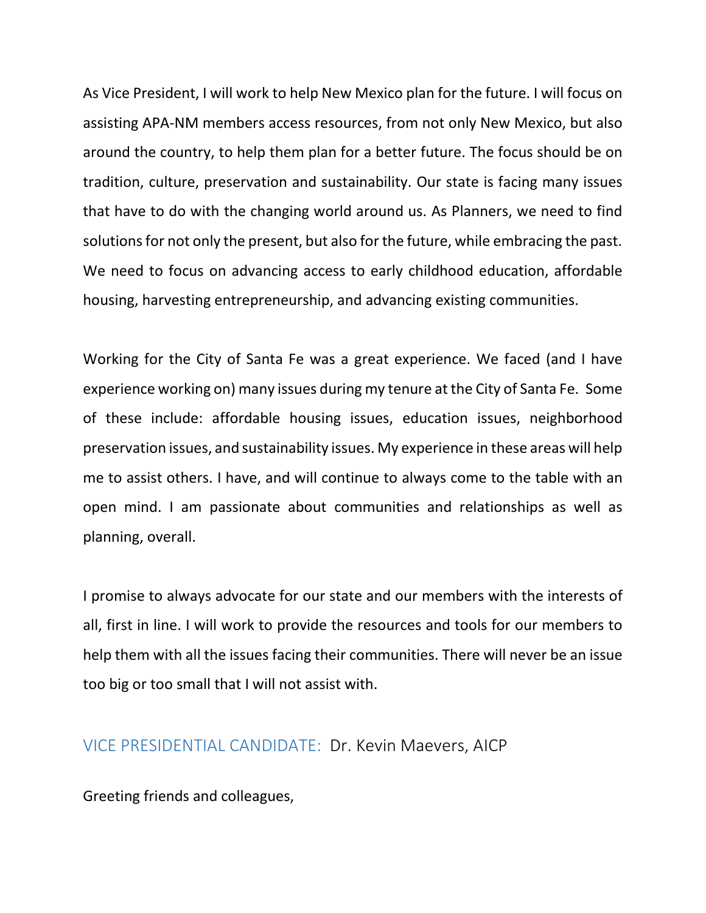As Vice President, I will work to help New Mexico plan for the future. I will focus on assisting APA-NM members access resources, from not only New Mexico, but also around the country, to help them plan for a better future. The focus should be on tradition, culture, preservation and sustainability. Our state is facing many issues that have to do with the changing world around us. As Planners, we need to find solutions for not only the present, but also for the future, while embracing the past. We need to focus on advancing access to early childhood education, affordable housing, harvesting entrepreneurship, and advancing existing communities.

Working for the City of Santa Fe was a great experience. We faced (and I have experience working on) many issues during my tenure at the City of Santa Fe. Some of these include: affordable housing issues, education issues, neighborhood preservation issues, and sustainability issues. My experience in these areas will help me to assist others. I have, and will continue to always come to the table with an open mind. I am passionate about communities and relationships as well as planning, overall.

I promise to always advocate for our state and our members with the interests of all, first in line. I will work to provide the resources and tools for our members to help them with all the issues facing their communities. There will never be an issue too big or too small that I will not assist with.

## VICE PRESIDENTIAL CANDIDATE: Dr. Kevin Maevers, AICP

Greeting friends and colleagues,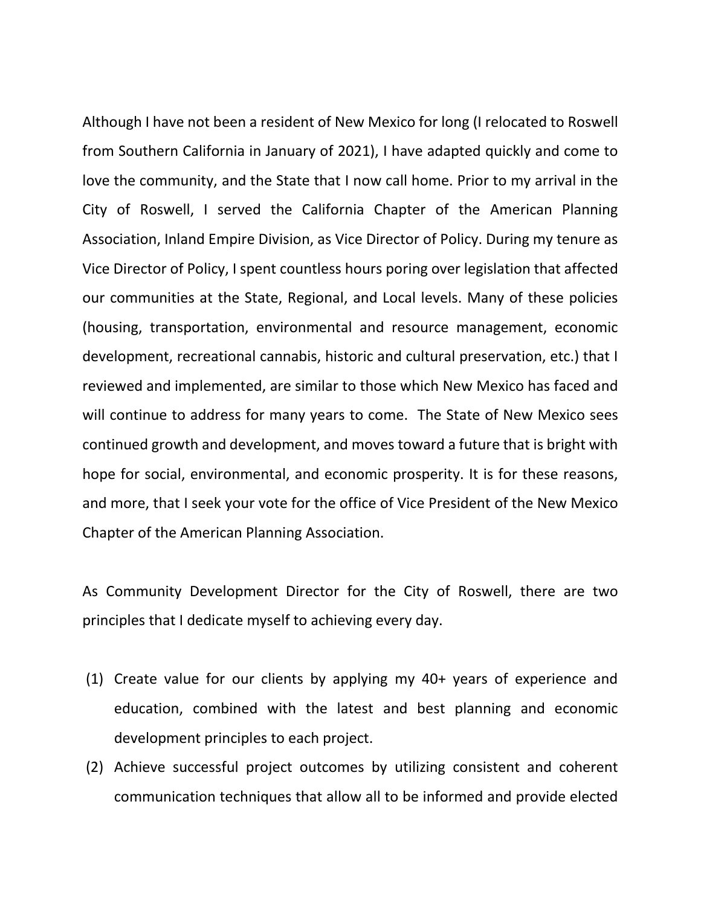Although I have not been a resident of New Mexico for long (I relocated to Roswell from Southern California in January of 2021), I have adapted quickly and come to love the community, and the State that I now call home. Prior to my arrival in the City of Roswell, I served the California Chapter of the American Planning Association, Inland Empire Division, as Vice Director of Policy. During my tenure as Vice Director of Policy, I spent countless hours poring over legislation that affected our communities at the State, Regional, and Local levels. Many of these policies (housing, transportation, environmental and resource management, economic development, recreational cannabis, historic and cultural preservation, etc.) that I reviewed and implemented, are similar to those which New Mexico has faced and will continue to address for many years to come. The State of New Mexico sees continued growth and development, and moves toward a future that is bright with hope for social, environmental, and economic prosperity. It is for these reasons, and more, that I seek your vote for the office of Vice President of the New Mexico Chapter of the American Planning Association.

As Community Development Director for the City of Roswell, there are two principles that I dedicate myself to achieving every day.

(1) Create value for our clients by applying my 40+ years of experience and education, combined with the latest and best planning and economic development principles to each project.
(2) Achieve successful project outcomes by utilizing consistent and coherent communication techniques that allow all to be informed and provide elected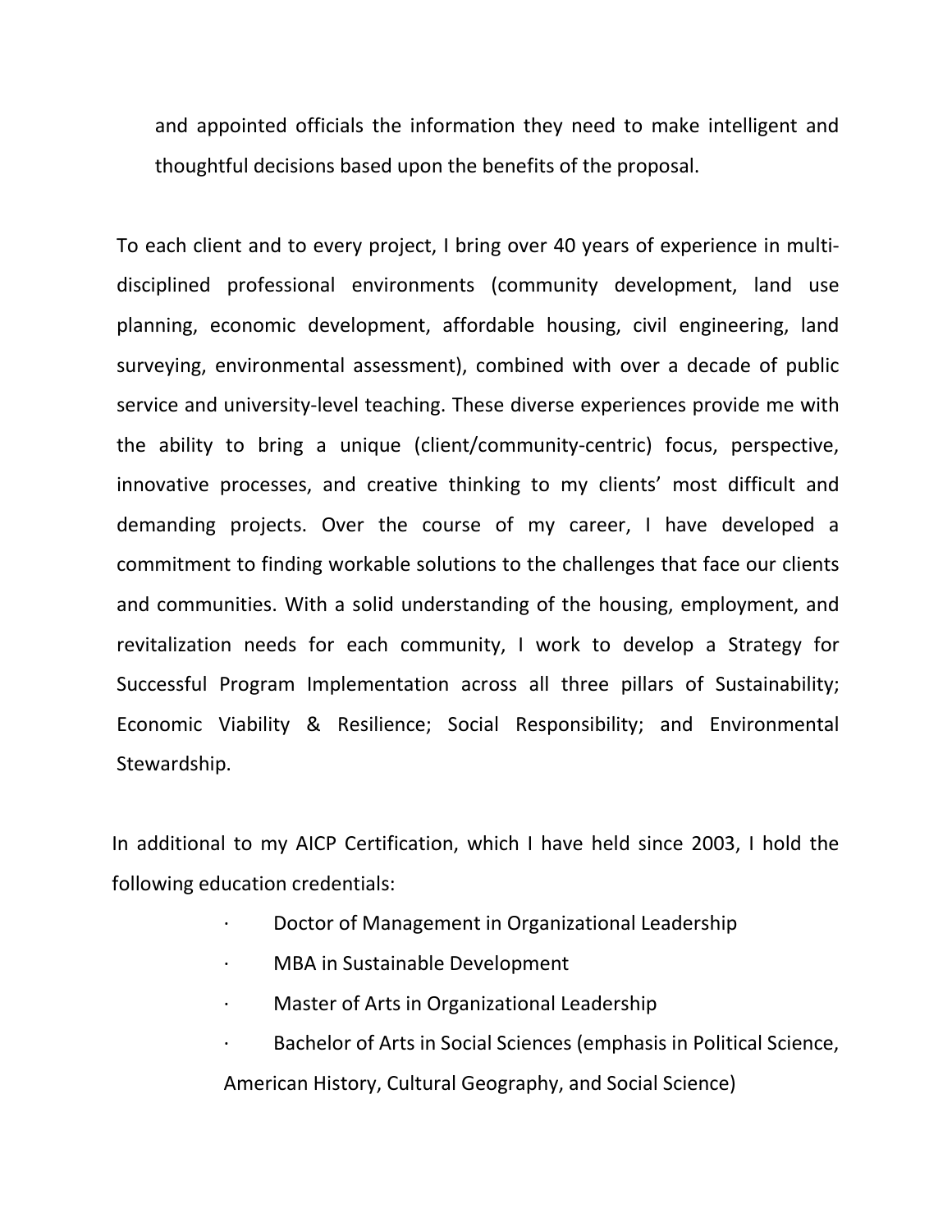and appointed officials the information they need to make intelligent and thoughtful decisions based upon the benefits of the proposal.

To each client and to every project, I bring over 40 years of experience in multi-disciplined professional environments (community development, land use planning, economic development, affordable housing, civil engineering, land surveying, environmental assessment), combined with over a decade of public service and university-level teaching. These diverse experiences provide me with the ability to bring a unique (client/community-centric) focus, perspective, innovative processes, and creative thinking to my clients' most difficult and demanding projects. Over the course of my career, I have developed a commitment to finding workable solutions to the challenges that face our clients and communities. With a solid understanding of the housing, employment, and revitalization needs for each community, I work to develop a Strategy for Successful Program Implementation across all three pillars of Sustainability; Economic Viability & Resilience; Social Responsibility; and Environmental Stewardship.

In additional to my AICP Certification, which I have held since 2003, I hold the following education credentials:

- Doctor of Management in Organizational Leadership
- MBA in Sustainable Development
- Master of Arts in Organizational Leadership
- Bachelor of Arts in Social Sciences (emphasis in Political Science, American History, Cultural Geography, and Social Science)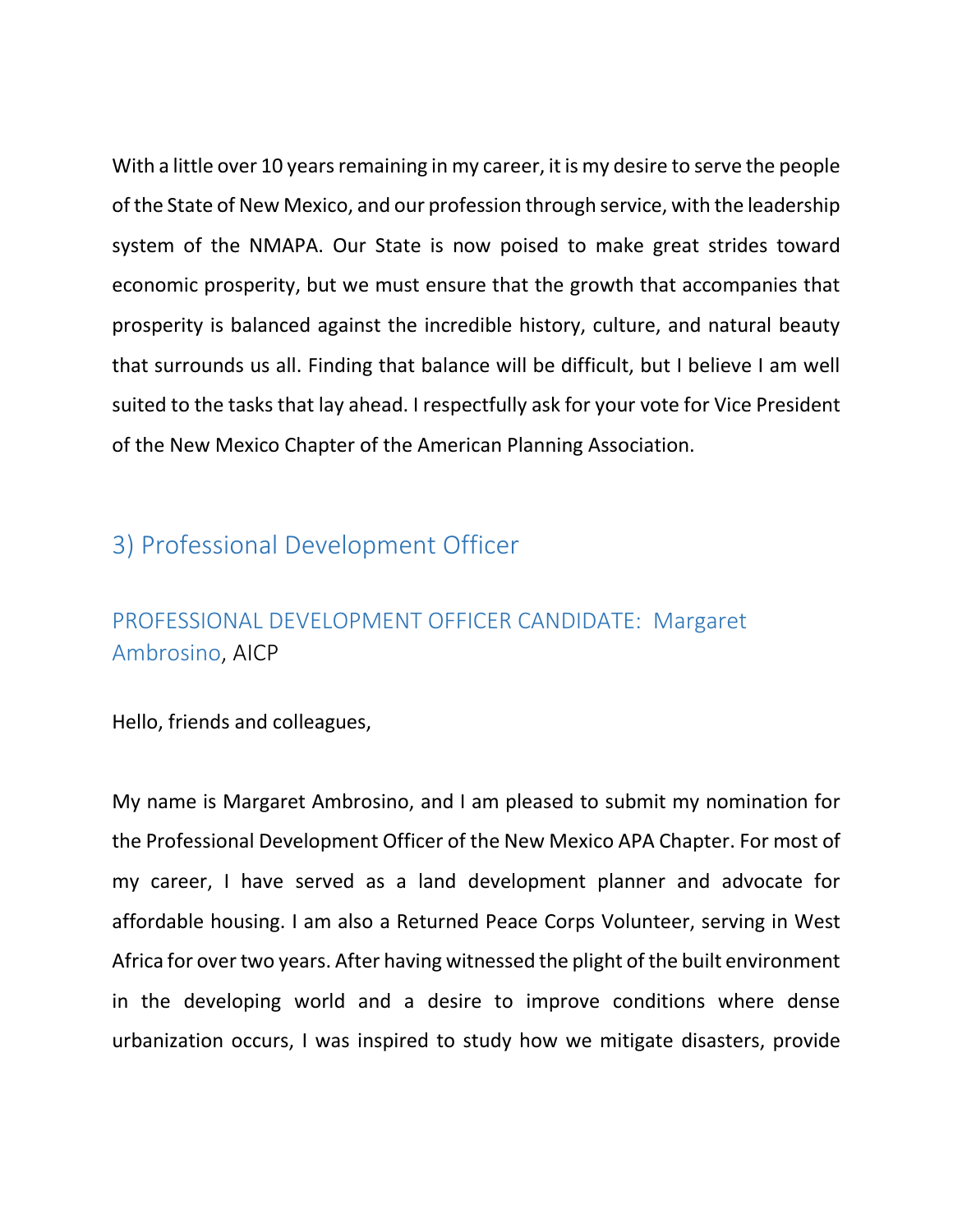With a little over 10 years remaining in my career, it is my desire to serve the people of the State of New Mexico, and our profession through service, with the leadership system of the NMAPA. Our State is now poised to make great strides toward economic prosperity, but we must ensure that the growth that accompanies that prosperity is balanced against the incredible history, culture, and natural beauty that surrounds us all. Finding that balance will be difficult, but I believe I am well suited to the tasks that lay ahead. I respectfully ask for your vote for Vice President of the New Mexico Chapter of the American Planning Association.

## 3) Professional Development Officer

### PROFESSIONAL DEVELOPMENT OFFICER CANDIDATE: Margaret Ambrosino, AICP

Hello, friends and colleagues,

My name is Margaret Ambrosino, and I am pleased to submit my nomination for the Professional Development Officer of the New Mexico APA Chapter. For most of my career, I have served as a land development planner and advocate for affordable housing. I am also a Returned Peace Corps Volunteer, serving in West Africa for over two years. After having witnessed the plight of the built environment in the developing world and a desire to improve conditions where dense urbanization occurs, I was inspired to study how we mitigate disasters, provide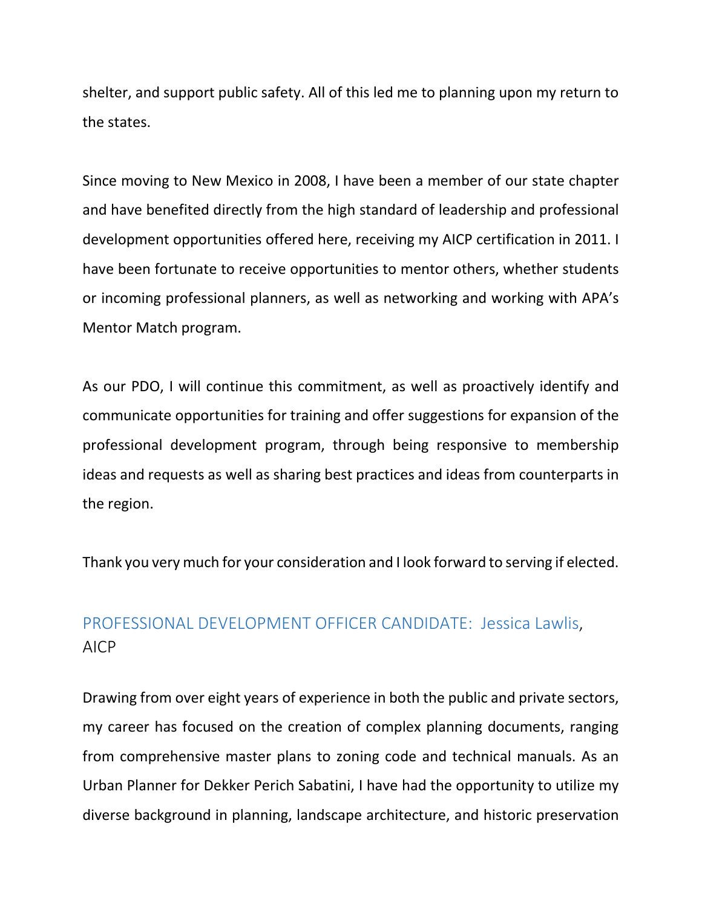shelter, and support public safety. All of this led me to planning upon my return to the states.

Since moving to New Mexico in 2008, I have been a member of our state chapter and have benefited directly from the high standard of leadership and professional development opportunities offered here, receiving my AICP certification in 2011. I have been fortunate to receive opportunities to mentor others, whether students or incoming professional planners, as well as networking and working with APA's Mentor Match program.

As our PDO, I will continue this commitment, as well as proactively identify and communicate opportunities for training and offer suggestions for expansion of the professional development program, through being responsive to membership ideas and requests as well as sharing best practices and ideas from counterparts in the region.

Thank you very much for your consideration and I look forward to serving if elected.

## PROFESSIONAL DEVELOPMENT OFFICER CANDIDATE: Jessica Lawlis, AICP

Drawing from over eight years of experience in both the public and private sectors, my career has focused on the creation of complex planning documents, ranging from comprehensive master plans to zoning code and technical manuals. As an Urban Planner for Dekker Perich Sabatini, I have had the opportunity to utilize my diverse background in planning, landscape architecture, and historic preservation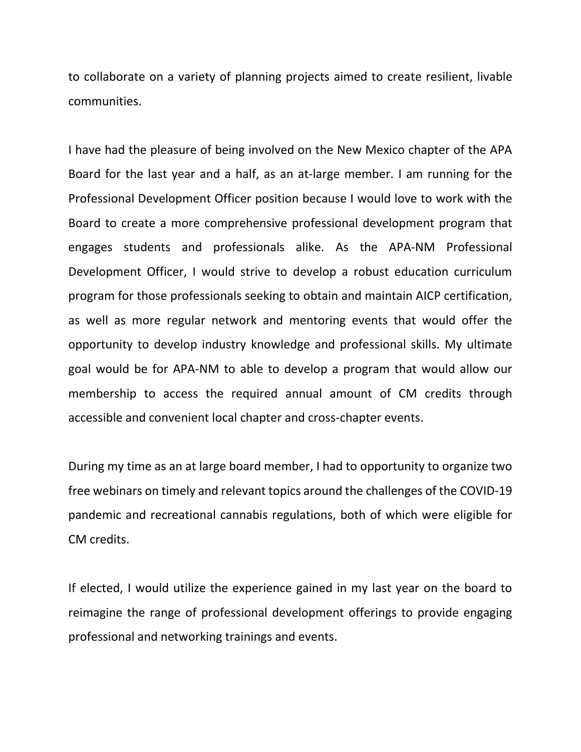to collaborate on a variety of planning projects aimed to create resilient, livable communities.

I have had the pleasure of being involved on the New Mexico chapter of the APA Board for the last year and a half, as an at-large member. I am running for the Professional Development Officer position because I would love to work with the Board to create a more comprehensive professional development program that engages students and professionals alike. As the APA-NM Professional Development Officer, I would strive to develop a robust education curriculum program for those professionals seeking to obtain and maintain AICP certification, as well as more regular network and mentoring events that would offer the opportunity to develop industry knowledge and professional skills. My ultimate goal would be for APA-NM to able to develop a program that would allow our membership to access the required annual amount of CM credits through accessible and convenient local chapter and cross-chapter events.

During my time as an at large board member, I had to opportunity to organize two free webinars on timely and relevant topics around the challenges of the COVID-19 pandemic and recreational cannabis regulations, both of which were eligible for CM credits.

If elected, I would utilize the experience gained in my last year on the board to reimagine the range of professional development offerings to provide engaging professional and networking trainings and events.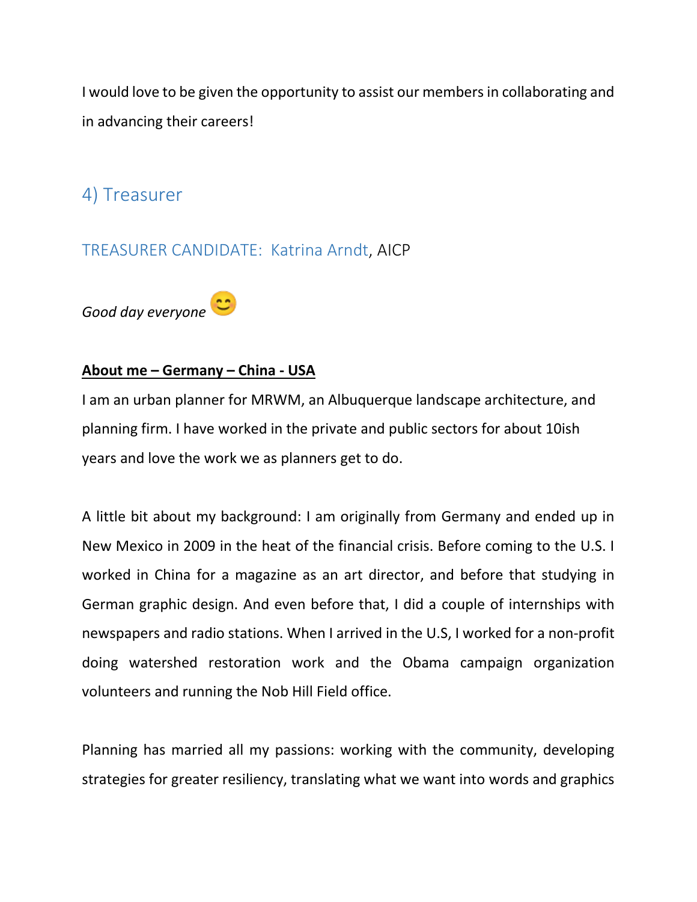I would love to be given the opportunity to assist our members in collaborating and in advancing their careers!

## 4) Treasurer

### TREASURER CANDIDATE: Katrina Arndt, AICP

*Good day everyone* 😊

**About me – Germany – China - USA**

I am an urban planner for MRWM, an Albuquerque landscape architecture, and planning firm. I have worked in the private and public sectors for about 10ish years and love the work we as planners get to do.

A little bit about my background: I am originally from Germany and ended up in New Mexico in 2009 in the heat of the financial crisis. Before coming to the U.S. I worked in China for a magazine as an art director, and before that studying in German graphic design. And even before that, I did a couple of internships with newspapers and radio stations. When I arrived in the U.S, I worked for a non-profit doing watershed restoration work and the Obama campaign organization volunteers and running the Nob Hill Field office.

Planning has married all my passions: working with the community, developing strategies for greater resiliency, translating what we want into words and graphics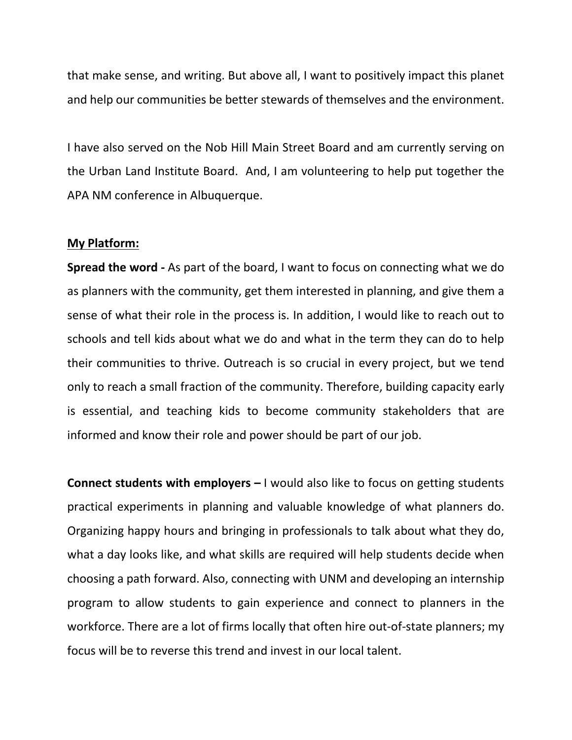that make sense, and writing. But above all, I want to positively impact this planet and help our communities be better stewards of themselves and the environment.

I have also served on the Nob Hill Main Street Board and am currently serving on the Urban Land Institute Board.  And, I am volunteering to help put together the APA NM conference in Albuquerque.

**<u>My Platform:</u>**

**Spread the word -** As part of the board, I want to focus on connecting what we do as planners with the community, get them interested in planning, and give them a sense of what their role in the process is. In addition, I would like to reach out to schools and tell kids about what we do and what in the term they can do to help their communities to thrive. Outreach is so crucial in every project, but we tend only to reach a small fraction of the community. Therefore, building capacity early is essential, and teaching kids to become community stakeholders that are informed and know their role and power should be part of our job.

**Connect students with employers –** I would also like to focus on getting students practical experiments in planning and valuable knowledge of what planners do. Organizing happy hours and bringing in professionals to talk about what they do, what a day looks like, and what skills are required will help students decide when choosing a path forward. Also, connecting with UNM and developing an internship program to allow students to gain experience and connect to planners in the workforce. There are a lot of firms locally that often hire out-of-state planners; my focus will be to reverse this trend and invest in our local talent.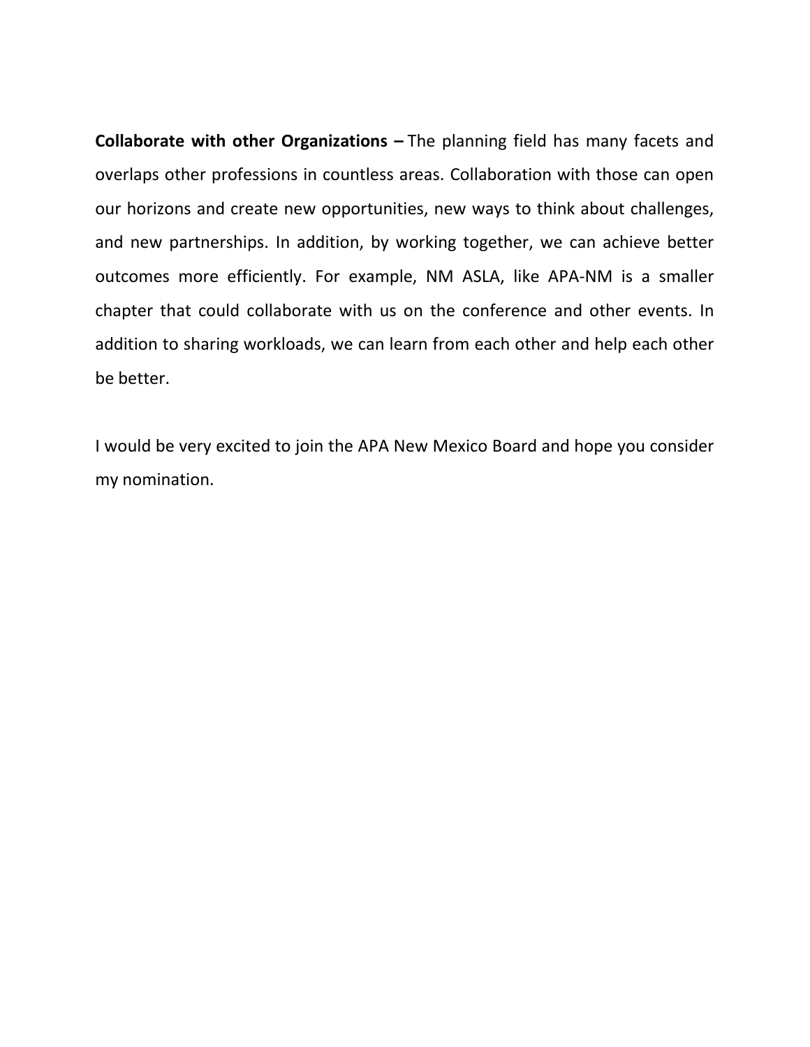**Collaborate with other Organizations –** The planning field has many facets and overlaps other professions in countless areas. Collaboration with those can open our horizons and create new opportunities, new ways to think about challenges, and new partnerships. In addition, by working together, we can achieve better outcomes more efficiently. For example, NM ASLA, like APA-NM is a smaller chapter that could collaborate with us on the conference and other events. In addition to sharing workloads, we can learn from each other and help each other be better.

I would be very excited to join the APA New Mexico Board and hope you consider my nomination.